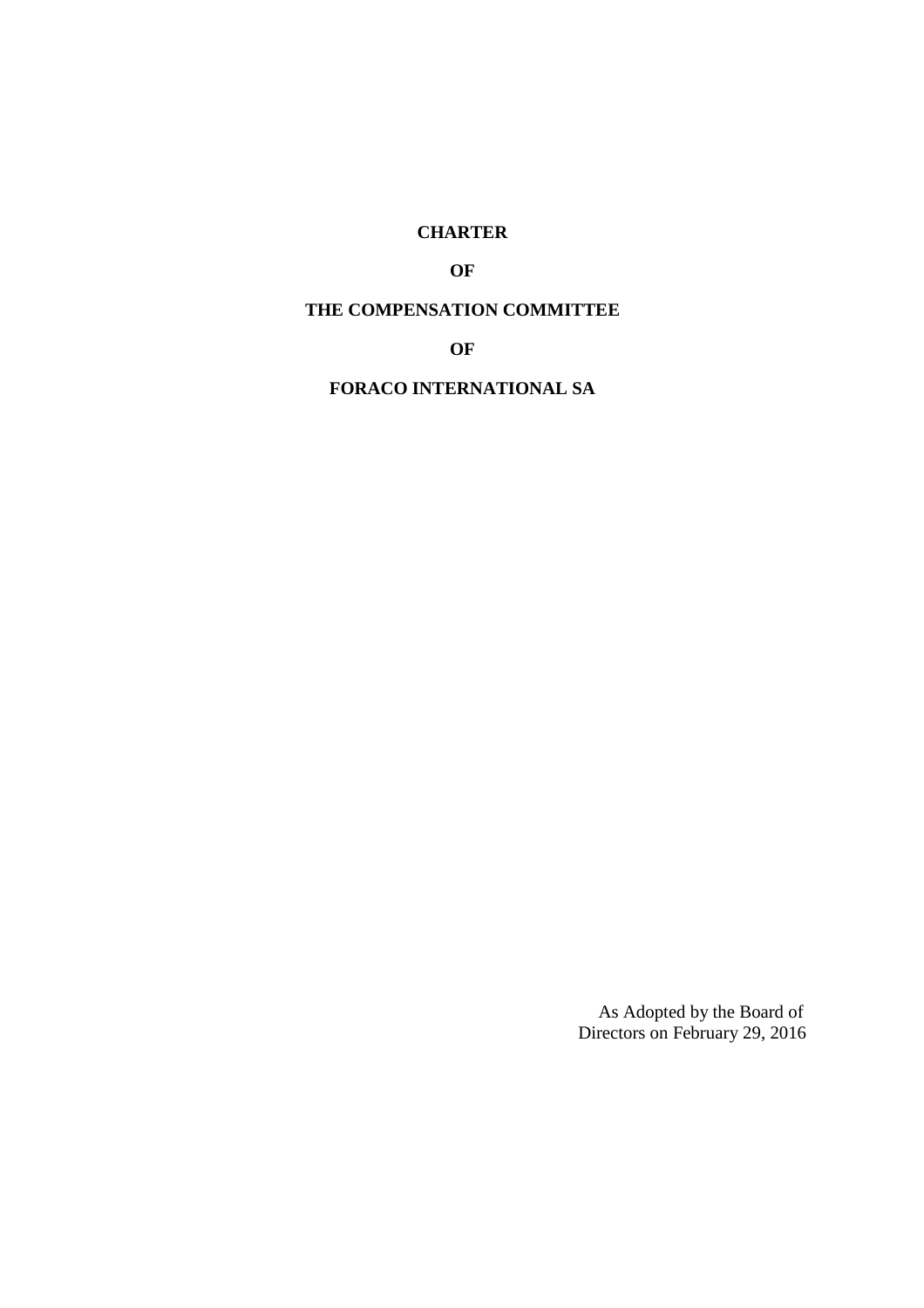# CHARTER

# OF

# THE COMPENSATION COMMITTEE

# OF

# FORACO INTERNATIONAL SA

As Adopted by the Board of Directors on February 29, 2016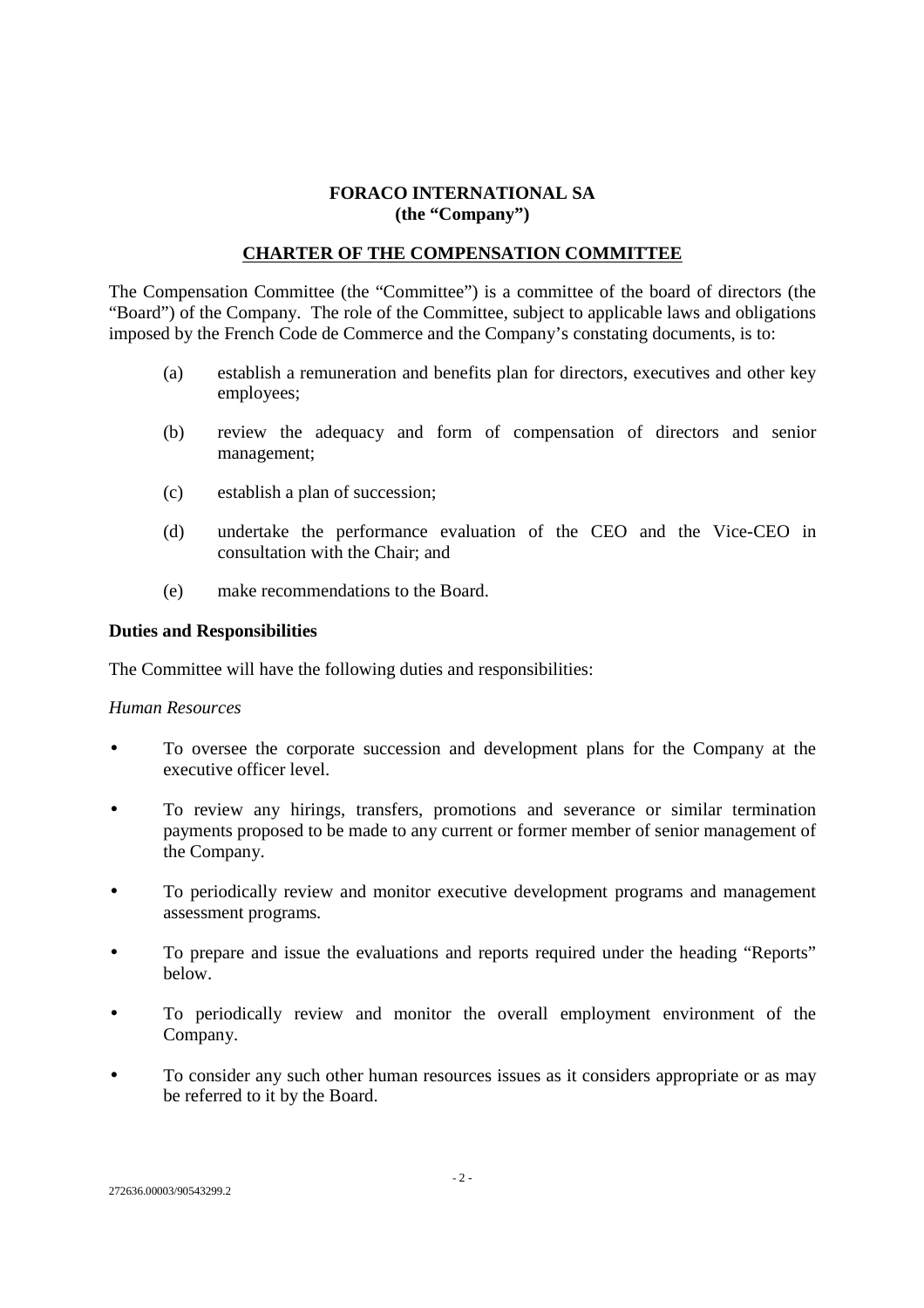**FORACO INTERNATIONAL SA**
**(the "Company")**

**CHARTER OF THE COMPENSATION COMMITTEE**

The Compensation Committee (the "Committee") is a committee of the board of directors (the "Board") of the Company. The role of the Committee, subject to applicable laws and obligations imposed by the French Code de Commerce and the Company's constating documents, is to:

(a) establish a remuneration and benefits plan for directors, executives and other key employees;

(b) review the adequacy and form of compensation of directors and senior management;

(c) establish a plan of succession;

(d) undertake the performance evaluation of the CEO and the Vice-CEO in consultation with the Chair; and

(e) make recommendations to the Board.

**Duties and Responsibilities**

The Committee will have the following duties and responsibilities:

*Human Resources*

- To oversee the corporate succession and development plans for the Company at the executive officer level.
- To review any hirings, transfers, promotions and severance or similar termination payments proposed to be made to any current or former member of senior management of the Company.
- To periodically review and monitor executive development programs and management assessment programs.
- To prepare and issue the evaluations and reports required under the heading "Reports" below.
- To periodically review and monitor the overall employment environment of the Company.
- To consider any such other human resources issues as it considers appropriate or as may be referred to it by the Board.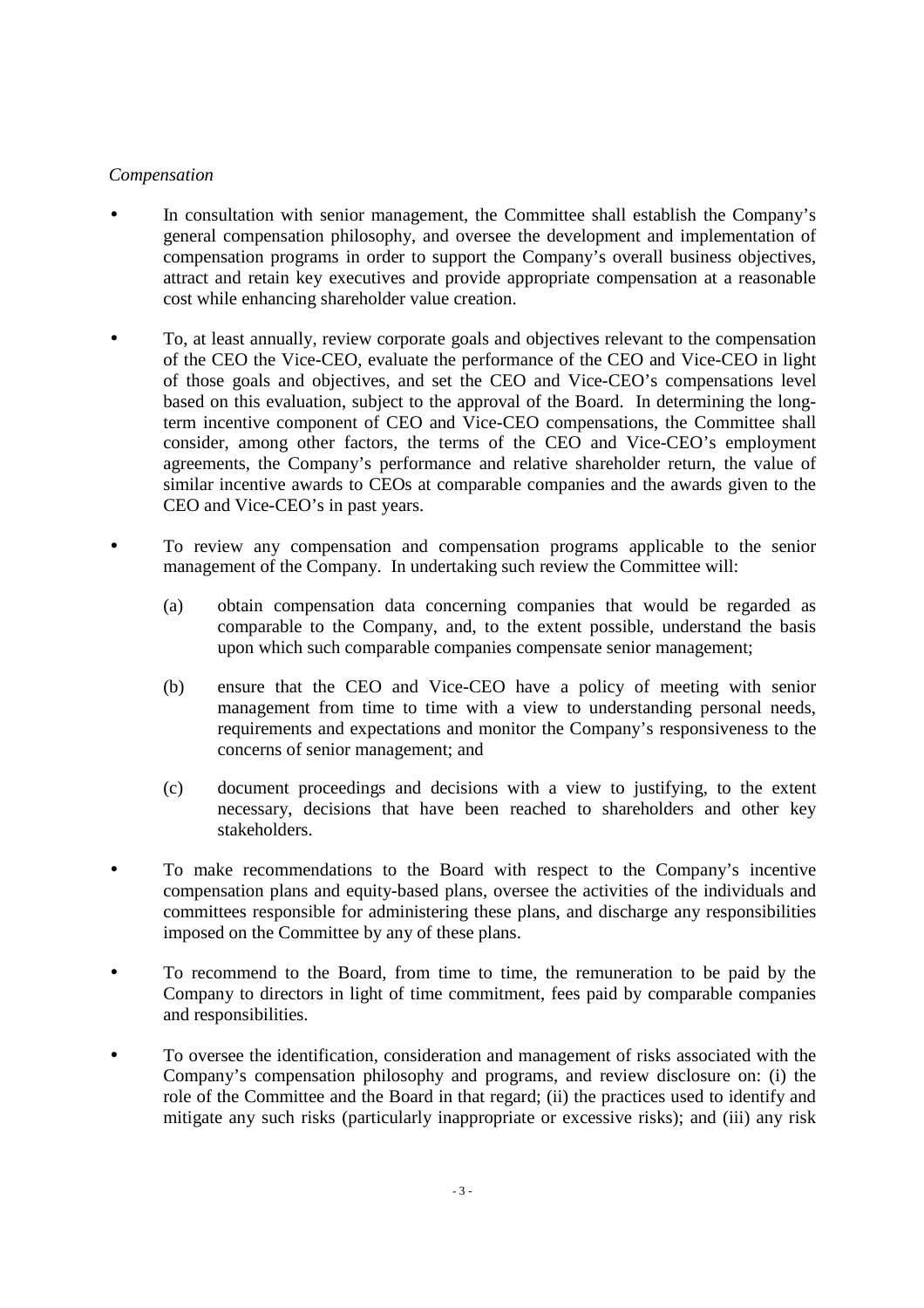*Compensation*

- In consultation with senior management, the Committee shall establish the Company's general compensation philosophy, and oversee the development and implementation of compensation programs in order to support the Company's overall business objectives, attract and retain key executives and provide appropriate compensation at a reasonable cost while enhancing shareholder value creation.

- To, at least annually, review corporate goals and objectives relevant to the compensation of the CEO the Vice-CEO, evaluate the performance of the CEO and Vice-CEO in light of those goals and objectives, and set the CEO and Vice-CEO's compensations level based on this evaluation, subject to the approval of the Board. In determining the long-term incentive component of CEO and Vice-CEO compensations, the Committee shall consider, among other factors, the terms of the CEO and Vice-CEO's employment agreements, the Company's performance and relative shareholder return, the value of similar incentive awards to CEOs at comparable companies and the awards given to the CEO and Vice-CEO's in past years.

- To review any compensation and compensation programs applicable to the senior management of the Company. In undertaking such review the Committee will:

  (a) obtain compensation data concerning companies that would be regarded as comparable to the Company, and, to the extent possible, understand the basis upon which such comparable companies compensate senior management;

  (b) ensure that the CEO and Vice-CEO have a policy of meeting with senior management from time to time with a view to understanding personal needs, requirements and expectations and monitor the Company's responsiveness to the concerns of senior management; and

  (c) document proceedings and decisions with a view to justifying, to the extent necessary, decisions that have been reached to shareholders and other key stakeholders.

- To make recommendations to the Board with respect to the Company's incentive compensation plans and equity-based plans, oversee the activities of the individuals and committees responsible for administering these plans, and discharge any responsibilities imposed on the Committee by any of these plans.

- To recommend to the Board, from time to time, the remuneration to be paid by the Company to directors in light of time commitment, fees paid by comparable companies and responsibilities.

- To oversee the identification, consideration and management of risks associated with the Company's compensation philosophy and programs, and review disclosure on: (i) the role of the Committee and the Board in that regard; (ii) the practices used to identify and mitigate any such risks (particularly inappropriate or excessive risks); and (iii) any risk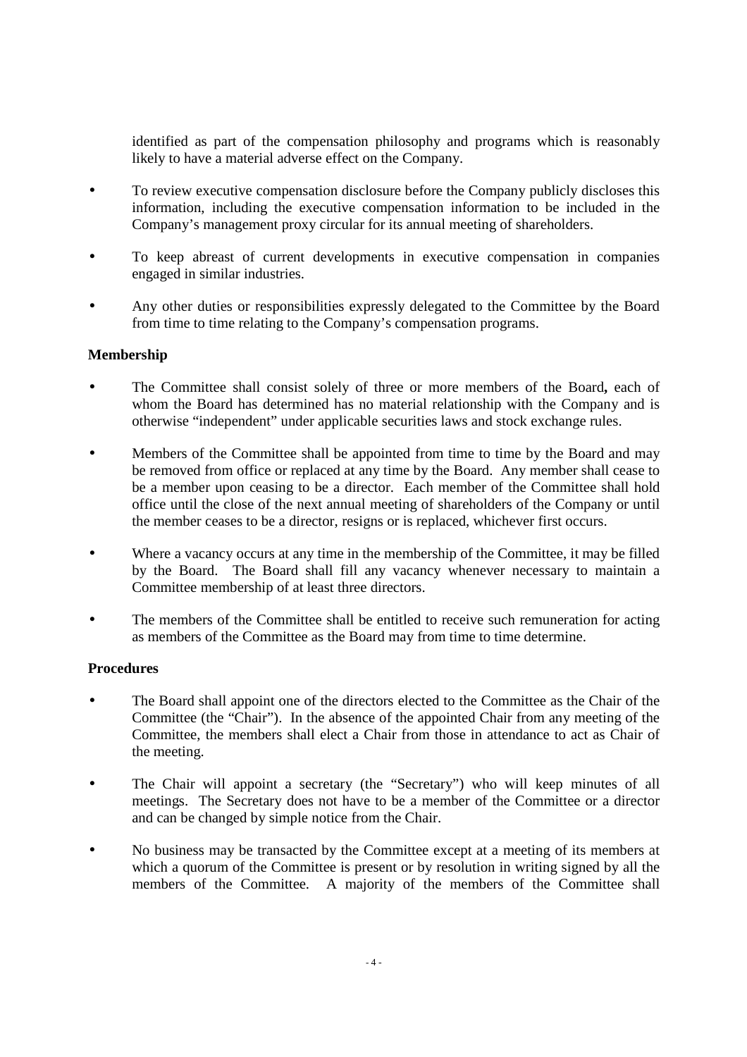identified as part of the compensation philosophy and programs which is reasonably likely to have a material adverse effect on the Company.

- To review executive compensation disclosure before the Company publicly discloses this information, including the executive compensation information to be included in the Company's management proxy circular for its annual meeting of shareholders.
- To keep abreast of current developments in executive compensation in companies engaged in similar industries.
- Any other duties or responsibilities expressly delegated to the Committee by the Board from time to time relating to the Company's compensation programs.

**Membership**

- The Committee shall consist solely of three or more members of the Board**,** each of whom the Board has determined has no material relationship with the Company and is otherwise "independent" under applicable securities laws and stock exchange rules.
- Members of the Committee shall be appointed from time to time by the Board and may be removed from office or replaced at any time by the Board. Any member shall cease to be a member upon ceasing to be a director. Each member of the Committee shall hold office until the close of the next annual meeting of shareholders of the Company or until the member ceases to be a director, resigns or is replaced, whichever first occurs.
- Where a vacancy occurs at any time in the membership of the Committee, it may be filled by the Board. The Board shall fill any vacancy whenever necessary to maintain a Committee membership of at least three directors.
- The members of the Committee shall be entitled to receive such remuneration for acting as members of the Committee as the Board may from time to time determine.

**Procedures**

- The Board shall appoint one of the directors elected to the Committee as the Chair of the Committee (the "Chair"). In the absence of the appointed Chair from any meeting of the Committee, the members shall elect a Chair from those in attendance to act as Chair of the meeting.
- The Chair will appoint a secretary (the "Secretary") who will keep minutes of all meetings. The Secretary does not have to be a member of the Committee or a director and can be changed by simple notice from the Chair.
- No business may be transacted by the Committee except at a meeting of its members at which a quorum of the Committee is present or by resolution in writing signed by all the members of the Committee. A majority of the members of the Committee shall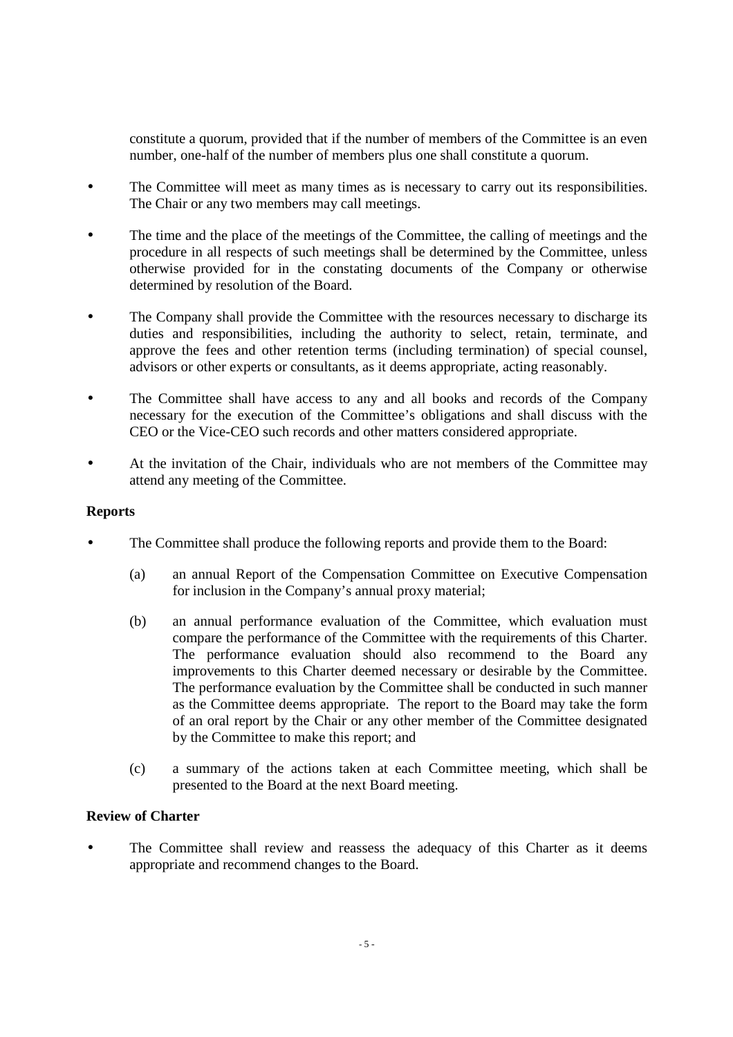constitute a quorum, provided that if the number of members of the Committee is an even number, one-half of the number of members plus one shall constitute a quorum.

- The Committee will meet as many times as is necessary to carry out its responsibilities. The Chair or any two members may call meetings.

- The time and the place of the meetings of the Committee, the calling of meetings and the procedure in all respects of such meetings shall be determined by the Committee, unless otherwise provided for in the constating documents of the Company or otherwise determined by resolution of the Board.

- The Company shall provide the Committee with the resources necessary to discharge its duties and responsibilities, including the authority to select, retain, terminate, and approve the fees and other retention terms (including termination) of special counsel, advisors or other experts or consultants, as it deems appropriate, acting reasonably.

- The Committee shall have access to any and all books and records of the Company necessary for the execution of the Committee's obligations and shall discuss with the CEO or the Vice-CEO such records and other matters considered appropriate.

- At the invitation of the Chair, individuals who are not members of the Committee may attend any meeting of the Committee.

**Reports**

- The Committee shall produce the following reports and provide them to the Board:

  (a) an annual Report of the Compensation Committee on Executive Compensation for inclusion in the Company's annual proxy material;

  (b) an annual performance evaluation of the Committee, which evaluation must compare the performance of the Committee with the requirements of this Charter. The performance evaluation should also recommend to the Board any improvements to this Charter deemed necessary or desirable by the Committee. The performance evaluation by the Committee shall be conducted in such manner as the Committee deems appropriate. The report to the Board may take the form of an oral report by the Chair or any other member of the Committee designated by the Committee to make this report; and

  (c) a summary of the actions taken at each Committee meeting, which shall be presented to the Board at the next Board meeting.

**Review of Charter**

- The Committee shall review and reassess the adequacy of this Charter as it deems appropriate and recommend changes to the Board.